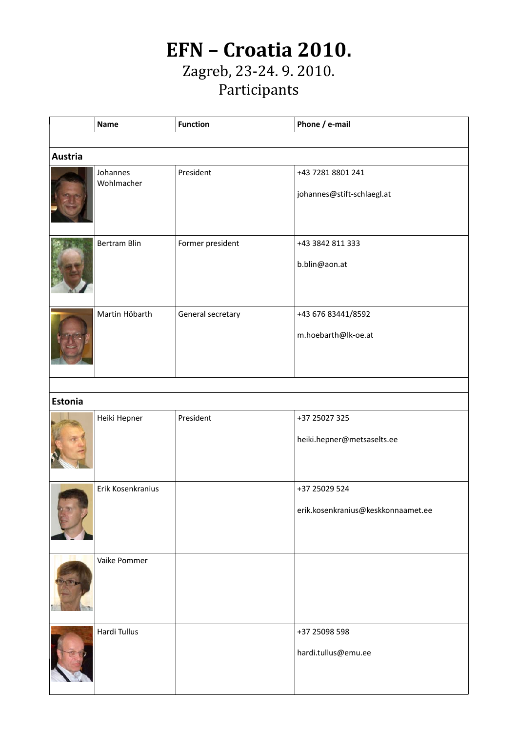# EFN – Croatia 2010.

Zagreb, 23-24. 9. 2010.

Participants

| | Name | Function | Phone / e-mail |
|---|---|---|---|
| | | | |
| **Austria** | | | |
| | Johannes Wohlmacher | President | +43 7281 8801 241<br><br>johannes@stift-schlaegl.at |
| | Bertram Blin | Former president | +43 3842 811 333<br><br>b.blin@aon.at |
| | Martin Höbarth | General secretary | +43 676 83441/8592<br><br>m.hoebarth@lk-oe.at |
| | | | |
| **Estonia** | | | |
| | Heiki Hepner | President | +37 25027 325<br><br>heiki.hepner@metsaselts.ee |
| | Erik Kosenkranius | | +37 25029 524<br><br>erik.kosenkranius@keskkonnaamet.ee |
| | Vaike Pommer | | |
| | Hardi Tullus | | +37 25098 598<br><br>hardi.tullus@emu.ee |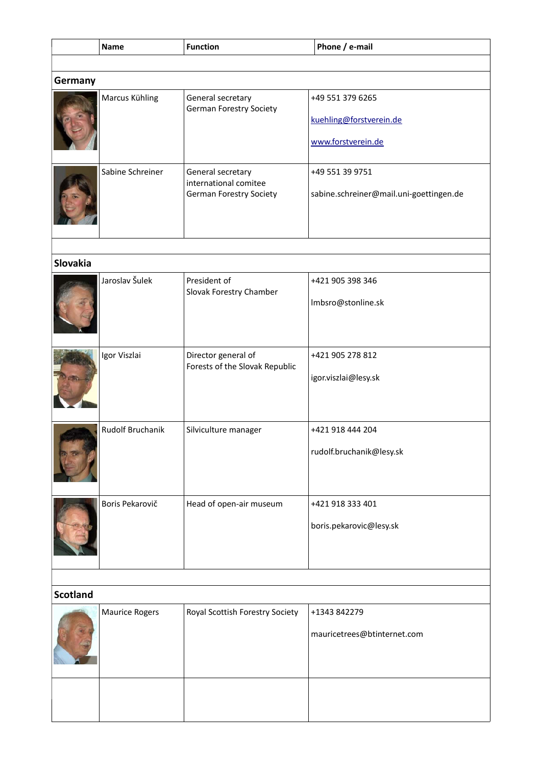| | Name | Function | Phone / e-mail |
|---|---|---|---|
| | | | |
| **Germany** | | | |
| | Marcus Kühling | General secretary German Forestry Society | +49 551 379 6265<br>kuehling@forstverein.de<br>www.forstverein.de |
| | Sabine Schreiner | General secretary international comitee German Forestry Society | +49 551 39 9751<br>sabine.schreiner@mail.uni-goettingen.de |
| | | | |
| **Slovakia** | | | |
| | Jaroslav Šulek | President of Slovak Forestry Chamber | +421 905 398 346<br>lmbsro@stonline.sk |
| | Igor Viszlai | Director general of Forests of the Slovak Republic | +421 905 278 812<br>igor.viszlai@lesy.sk |
| | Rudolf Bruchanik | Silviculture manager | +421 918 444 204<br>rudolf.bruchanik@lesy.sk |
| | Boris Pekarovič | Head of open-air museum | +421 918 333 401<br>boris.pekarovic@lesy.sk |
| | | | |
| **Scotland** | | | |
| | Maurice Rogers | Royal Scottish Forestry Society | +1343 842279<br>mauricetrees@btinternet.com |
| | | | |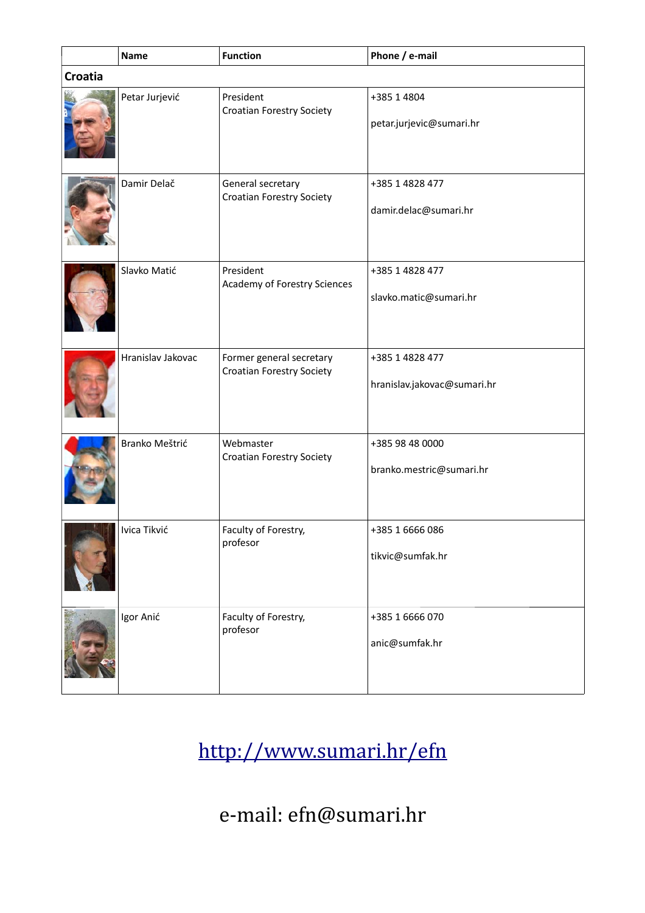| | Name | Function | Phone / e-mail |
|---|---|---|---|
| **Croatia** | | | |
| | Petar Jurjević | President<br>Croatian Forestry Society | +385 1 4804<br><br>petar.jurjevic@sumari.hr |
| | Damir Delač | General secretary<br>Croatian Forestry Society | +385 1 4828 477<br><br>damir.delac@sumari.hr |
| | Slavko Matić | President<br>Academy of Forestry Sciences | +385 1 4828 477<br><br>slavko.matic@sumari.hr |
| | Hranislav Jakovac | Former general secretary<br>Croatian Forestry Society | +385 1 4828 477<br><br>hranislav.jakovac@sumari.hr |
| | Branko Meštrić | Webmaster<br>Croatian Forestry Society | +385 98 48 0000<br><br>branko.mestric@sumari.hr |
| | Ivica Tikvić | Faculty of Forestry,<br>profesor | +385 1 6666 086<br><br>tikvic@sumfak.hr |
| | Igor Anić | Faculty of Forestry,<br>profesor | +385 1 6666 070<br><br>anic@sumfak.hr |

http://www.sumari.hr/efn

e-mail: efn@sumari.hr